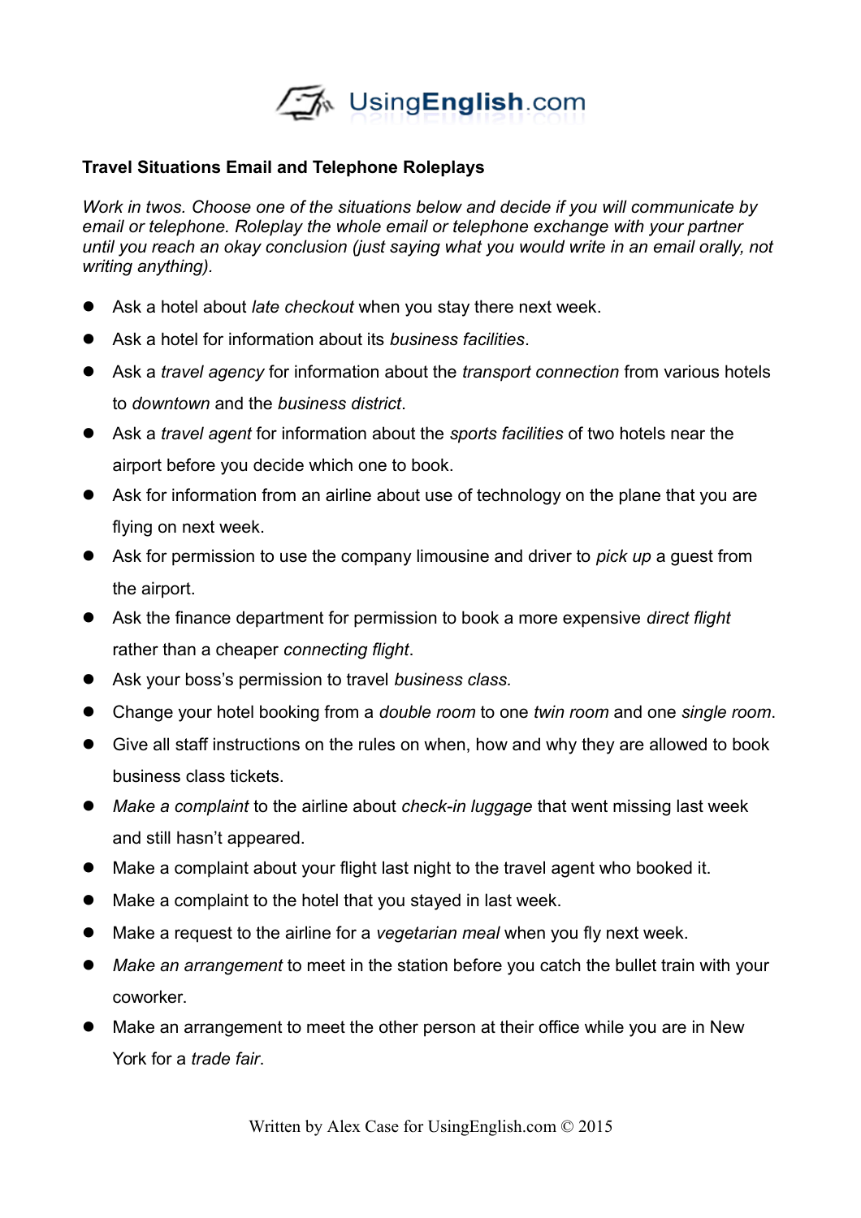UsingEnglish.com

**Travel Situations Email and Telephone Roleplays**

*Work in twos. Choose one of the situations below and decide if you will communicate by email or telephone. Roleplay the whole email or telephone exchange with your partner until you reach an okay conclusion (just saying what you would write in an email orally, not writing anything).*

- Ask a hotel about *late checkout* when you stay there next week.
- Ask a hotel for information about its *business facilities*.
- Ask a *travel agency* for information about the *transport connection* from various hotels to *downtown* and the *business district*.
- Ask a *travel agent* for information about the *sports facilities* of two hotels near the airport before you decide which one to book.
- Ask for information from an airline about use of technology on the plane that you are flying on next week.
- Ask for permission to use the company limousine and driver to *pick up* a guest from the airport.
- Ask the finance department for permission to book a more expensive *direct flight* rather than a cheaper *connecting flight*.
- Ask your boss's permission to travel *business class.*
- Change your hotel booking from a *double room* to one *twin room* and one *single room*.
- Give all staff instructions on the rules on when, how and why they are allowed to book business class tickets.
- *Make a complaint* to the airline about *check-in luggage* that went missing last week and still hasn't appeared.
- Make a complaint about your flight last night to the travel agent who booked it.
- Make a complaint to the hotel that you stayed in last week.
- Make a request to the airline for a *vegetarian meal* when you fly next week.
- *Make an arrangement* to meet in the station before you catch the bullet train with your coworker.
- Make an arrangement to meet the other person at their office while you are in New York for a *trade fair*.

Written by Alex Case for UsingEnglish.com © 2015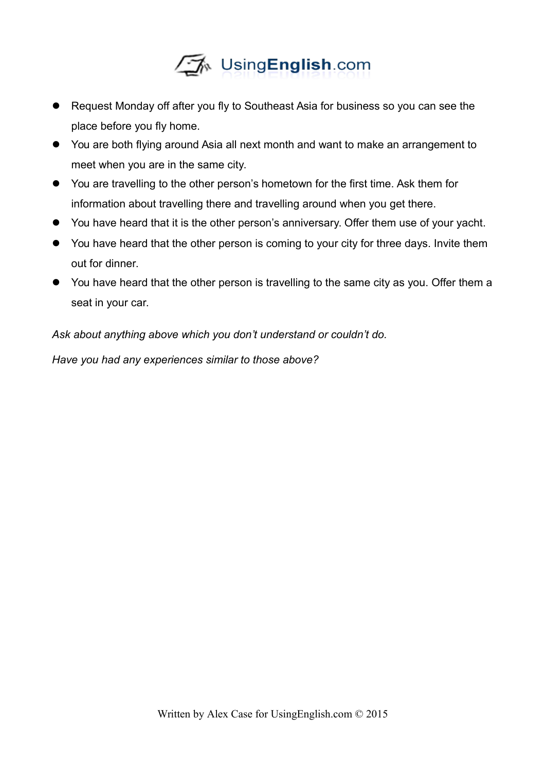- Request Monday off after you fly to Southeast Asia for business so you can see the place before you fly home.
- You are both flying around Asia all next month and want to make an arrangement to meet when you are in the same city.
- You are travelling to the other person's hometown for the first time. Ask them for information about travelling there and travelling around when you get there.
- You have heard that it is the other person's anniversary. Offer them use of your yacht.
- You have heard that the other person is coming to your city for three days. Invite them out for dinner.
- You have heard that the other person is travelling to the same city as you. Offer them a seat in your car.

*Ask about anything above which you don't understand or couldn't do.*

*Have you had any experiences similar to those above?*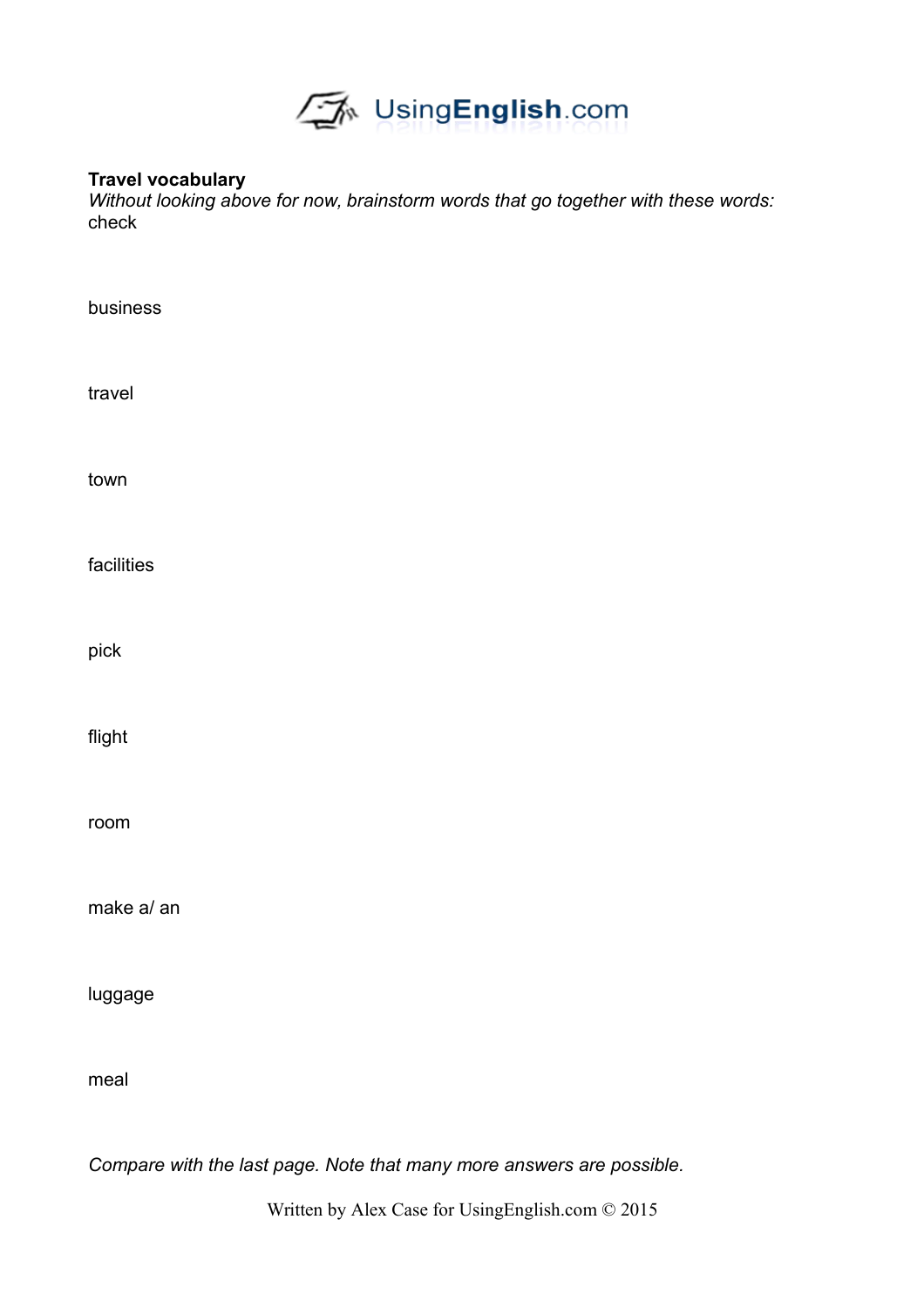**Travel vocabulary**

*Without looking above for now, brainstorm words that go together with these words:*

check

business

travel

town

facilities

pick

flight

room

make a/ an

luggage

meal

*Compare with the last page. Note that many more answers are possible.*

Written by Alex Case for UsingEnglish.com © 2015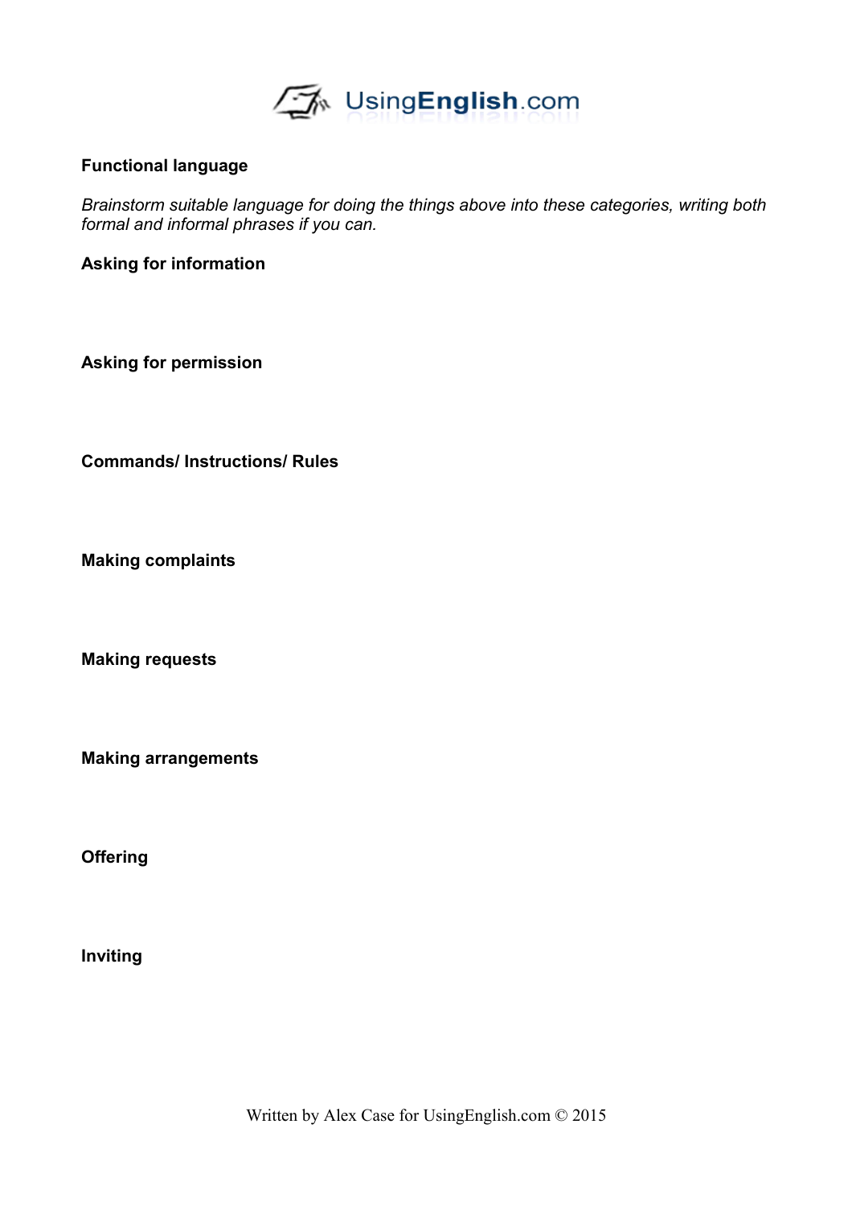**Functional language**

*Brainstorm suitable language for doing the things above into these categories, writing both formal and informal phrases if you can.*

**Asking for information**

**Asking for permission**

**Commands/ Instructions/ Rules**

**Making complaints**

**Making requests**

**Making arrangements**

**Offering**

**Inviting**

Written by Alex Case for UsingEnglish.com © 2015